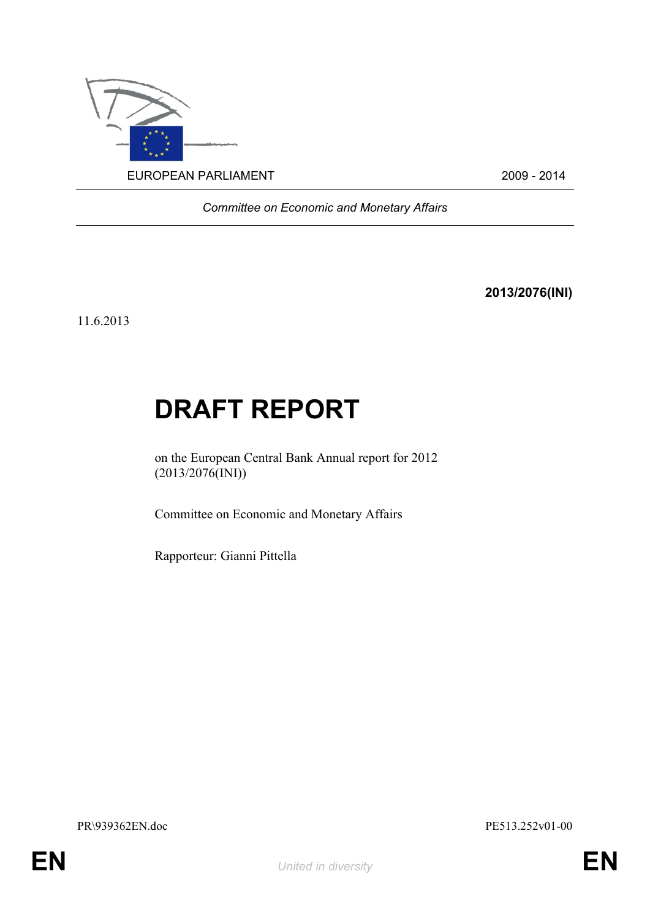EUROPEAN PARLIAMENT 2009 - 2014

*Committee on Economic and Monetary Affairs*

**2013/2076(INI)**

11.6.2013

# DRAFT REPORT

on the European Central Bank Annual report for 2012
(2013/2076(INI))

Committee on Economic and Monetary Affairs

Rapporteur: Gianni Pittella

PR\939362EN.doc PE513.252v01-00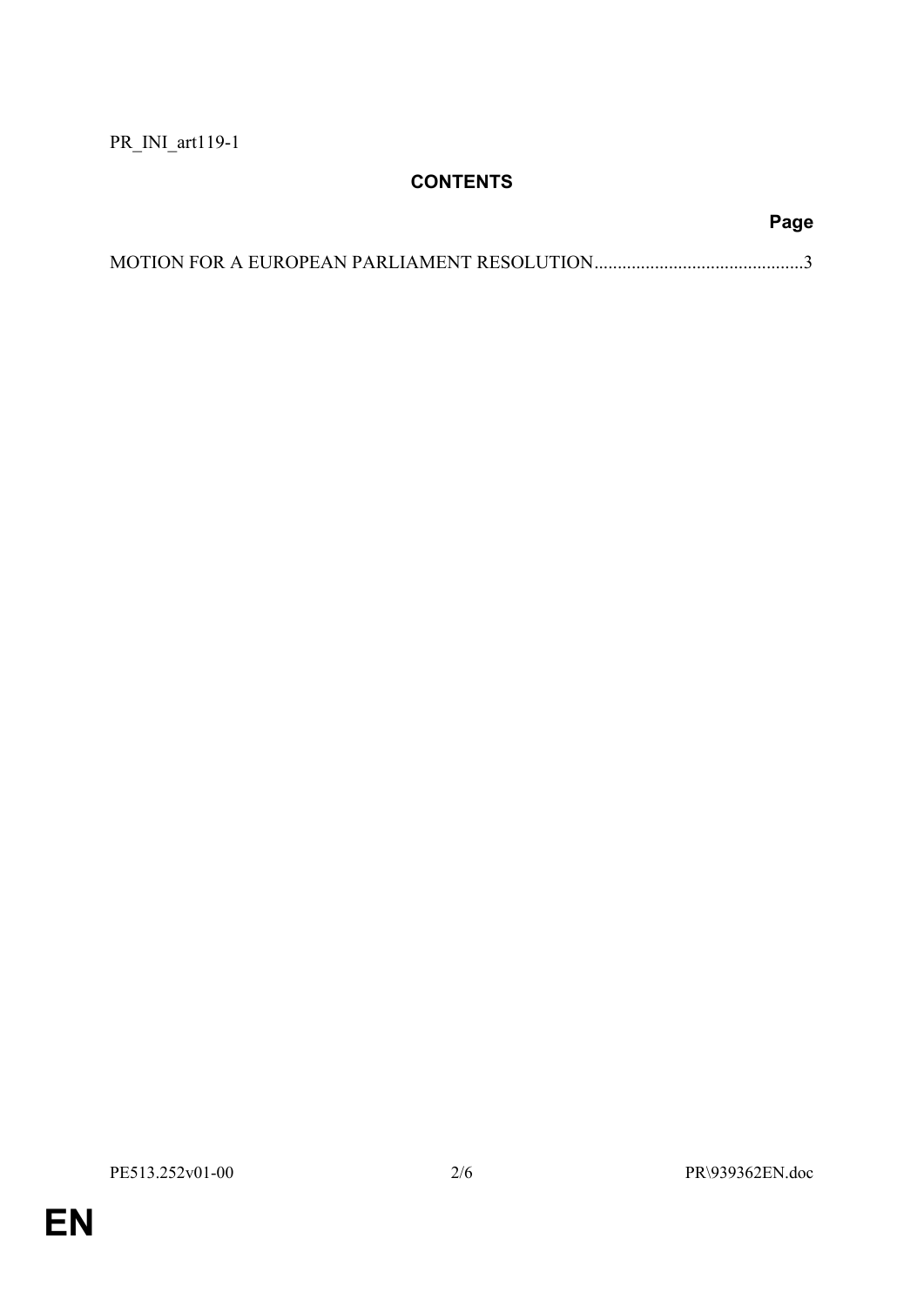PR_INI_art119-1

## CONTENTS

| | Page |
|---|---|
| MOTION FOR A EUROPEAN PARLIAMENT RESOLUTION | 3 |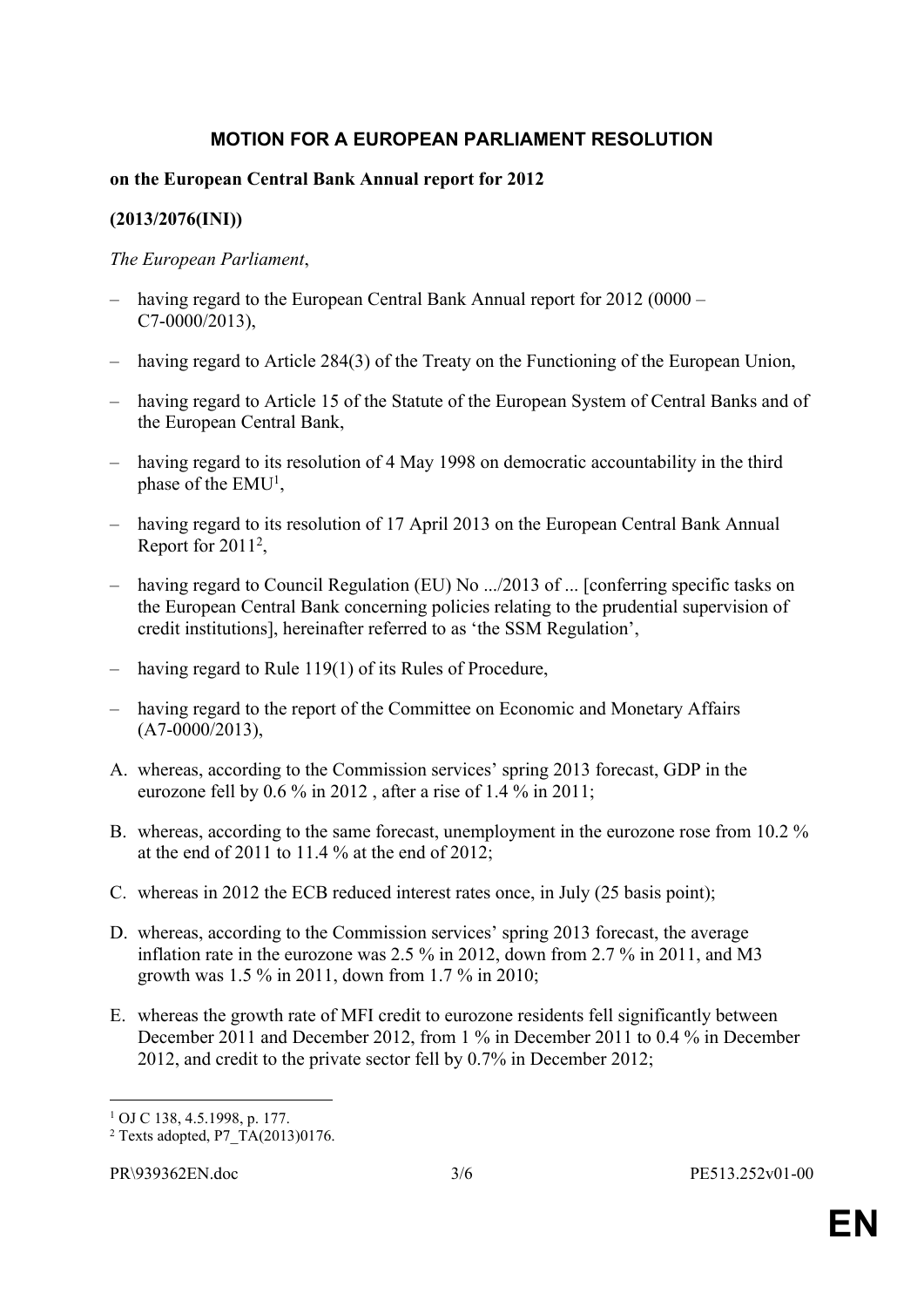## MOTION FOR A EUROPEAN PARLIAMENT RESOLUTION

**on the European Central Bank Annual report for 2012**

**(2013/2076(INI))**

*The European Parliament*,

- having regard to the European Central Bank Annual report for 2012 (0000 – C7-0000/2013),
- having regard to Article 284(3) of the Treaty on the Functioning of the European Union,
- having regard to Article 15 of the Statute of the European System of Central Banks and of the European Central Bank,
- having regard to its resolution of 4 May 1998 on democratic accountability in the third phase of the EMU[1],
- having regard to its resolution of 17 April 2013 on the European Central Bank Annual Report for 2011[2],
- having regard to Council Regulation (EU) No .../2013 of ... [conferring specific tasks on the European Central Bank concerning policies relating to the prudential supervision of credit institutions], hereinafter referred to as 'the SSM Regulation',
- having regard to Rule 119(1) of its Rules of Procedure,
- having regard to the report of the Committee on Economic and Monetary Affairs (A7-0000/2013),

A. whereas, according to the Commission services' spring 2013 forecast, GDP in the eurozone fell by 0.6 % in 2012 , after a rise of 1.4 % in 2011;

B. whereas, according to the same forecast, unemployment in the eurozone rose from 10.2 % at the end of 2011 to 11.4 % at the end of 2012;

C. whereas in 2012 the ECB reduced interest rates once, in July (25 basis point);

D. whereas, according to the Commission services' spring 2013 forecast, the average inflation rate in the eurozone was 2.5 % in 2012, down from 2.7 % in 2011, and M3 growth was 1.5 % in 2011, down from 1.7 % in 2010;

E. whereas the growth rate of MFI credit to eurozone residents fell significantly between December 2011 and December 2012, from 1 % in December 2011 to 0.4 % in December 2012, and credit to the private sector fell by 0.7% in December 2012;

---

[1] OJ C 138, 4.5.1998, p. 177.

[2] Texts adopted, P7_TA(2013)0176.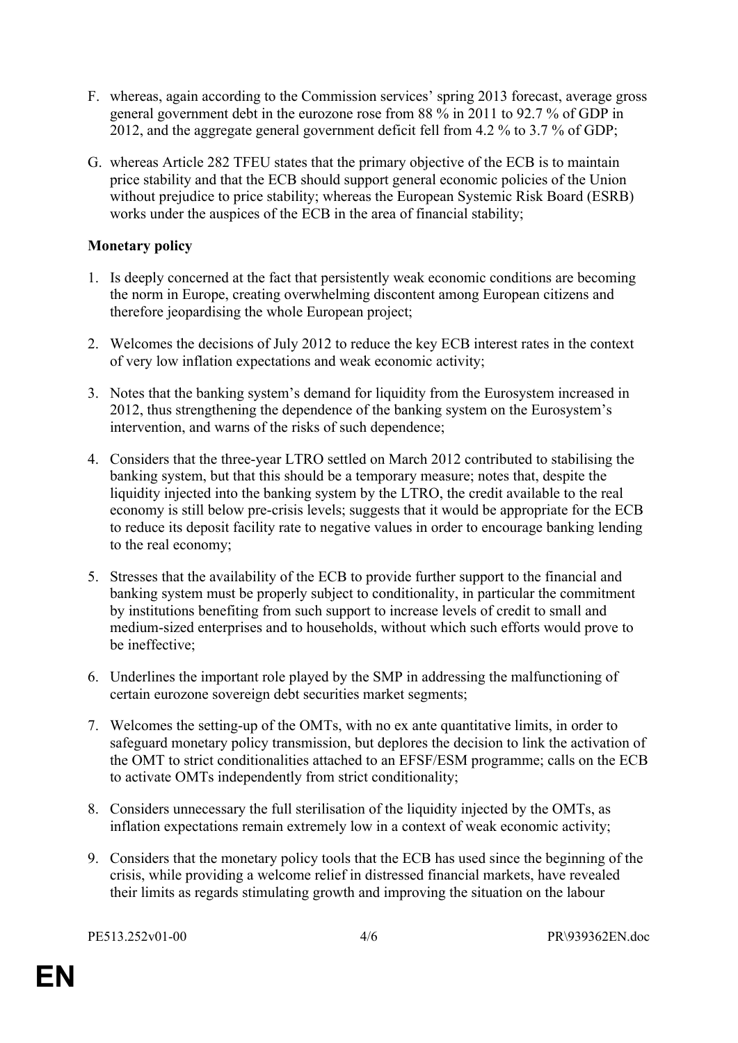F. whereas, again according to the Commission services' spring 2013 forecast, average gross general government debt in the eurozone rose from 88 % in 2011 to 92.7 % of GDP in 2012, and the aggregate general government deficit fell from 4.2 % to 3.7 % of GDP;

G. whereas Article 282 TFEU states that the primary objective of the ECB is to maintain price stability and that the ECB should support general economic policies of the Union without prejudice to price stability; whereas the European Systemic Risk Board (ESRB) works under the auspices of the ECB in the area of financial stability;

**Monetary policy**

1. Is deeply concerned at the fact that persistently weak economic conditions are becoming the norm in Europe, creating overwhelming discontent among European citizens and therefore jeopardising the whole European project;

2. Welcomes the decisions of July 2012 to reduce the key ECB interest rates in the context of very low inflation expectations and weak economic activity;

3. Notes that the banking system's demand for liquidity from the Eurosystem increased in 2012, thus strengthening the dependence of the banking system on the Eurosystem's intervention, and warns of the risks of such dependence;

4. Considers that the three-year LTRO settled on March 2012 contributed to stabilising the banking system, but that this should be a temporary measure; notes that, despite the liquidity injected into the banking system by the LTRO, the credit available to the real economy is still below pre-crisis levels; suggests that it would be appropriate for the ECB to reduce its deposit facility rate to negative values in order to encourage banking lending to the real economy;

5. Stresses that the availability of the ECB to provide further support to the financial and banking system must be properly subject to conditionality, in particular the commitment by institutions benefiting from such support to increase levels of credit to small and medium-sized enterprises and to households, without which such efforts would prove to be ineffective;

6. Underlines the important role played by the SMP in addressing the malfunctioning of certain eurozone sovereign debt securities market segments;

7. Welcomes the setting-up of the OMTs, with no ex ante quantitative limits, in order to safeguard monetary policy transmission, but deplores the decision to link the activation of the OMT to strict conditionalities attached to an EFSF/ESM programme; calls on the ECB to activate OMTs independently from strict conditionality;

8. Considers unnecessary the full sterilisation of the liquidity injected by the OMTs, as inflation expectations remain extremely low in a context of weak economic activity;

9. Considers that the monetary policy tools that the ECB has used since the beginning of the crisis, while providing a welcome relief in distressed financial markets, have revealed their limits as regards stimulating growth and improving the situation on the labour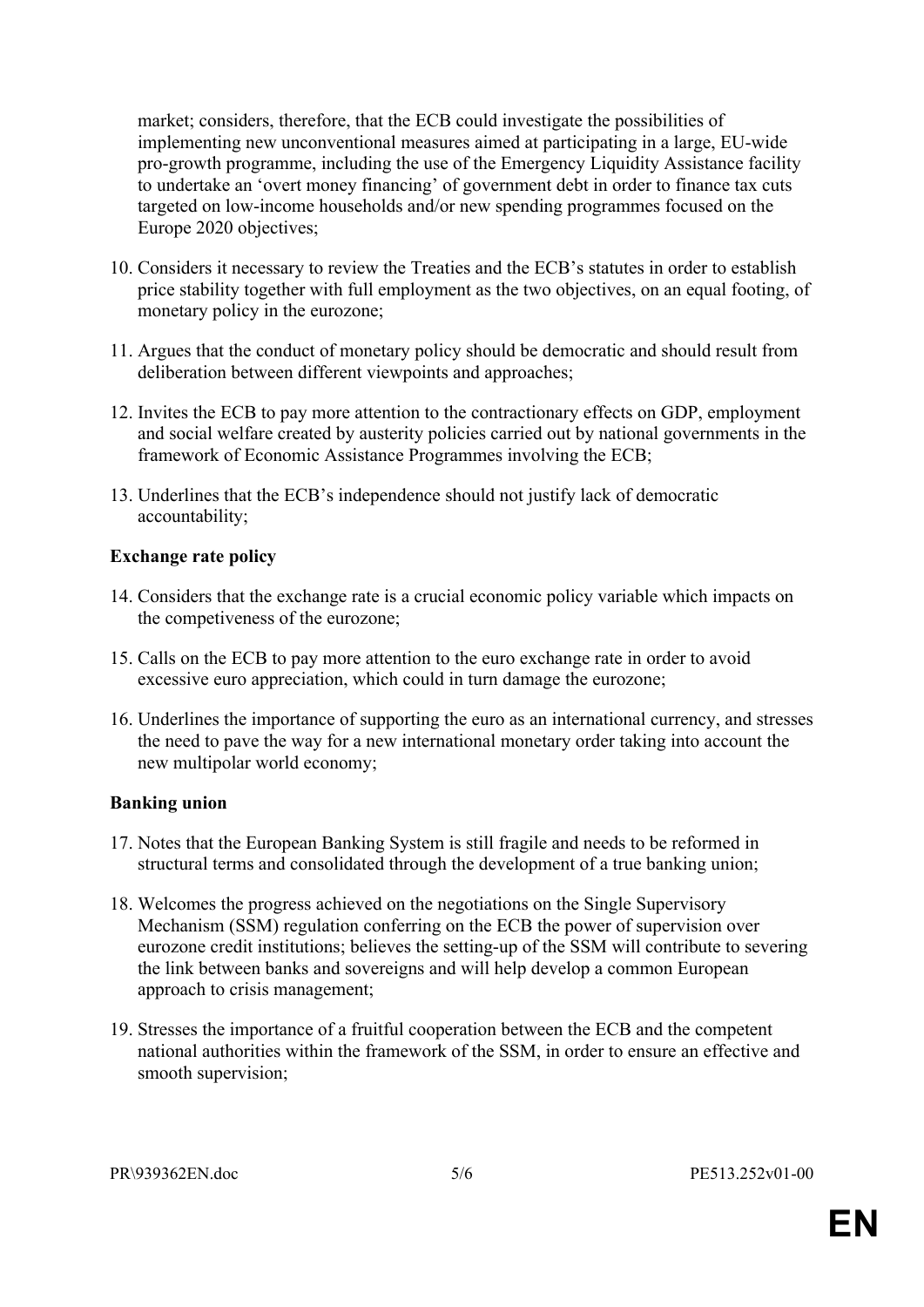market; considers, therefore, that the ECB could investigate the possibilities of implementing new unconventional measures aimed at participating in a large, EU-wide pro-growth programme, including the use of the Emergency Liquidity Assistance facility to undertake an 'overt money financing' of government debt in order to finance tax cuts targeted on low-income households and/or new spending programmes focused on the Europe 2020 objectives;

10. Considers it necessary to review the Treaties and the ECB's statutes in order to establish price stability together with full employment as the two objectives, on an equal footing, of monetary policy in the eurozone;

11. Argues that the conduct of monetary policy should be democratic and should result from deliberation between different viewpoints and approaches;

12. Invites the ECB to pay more attention to the contractionary effects on GDP, employment and social welfare created by austerity policies carried out by national governments in the framework of Economic Assistance Programmes involving the ECB;

13. Underlines that the ECB's independence should not justify lack of democratic accountability;

**Exchange rate policy**

14. Considers that the exchange rate is a crucial economic policy variable which impacts on the competiveness of the eurozone;

15. Calls on the ECB to pay more attention to the euro exchange rate in order to avoid excessive euro appreciation, which could in turn damage the eurozone;

16. Underlines the importance of supporting the euro as an international currency, and stresses the need to pave the way for a new international monetary order taking into account the new multipolar world economy;

**Banking union**

17. Notes that the European Banking System is still fragile and needs to be reformed in structural terms and consolidated through the development of a true banking union;

18. Welcomes the progress achieved on the negotiations on the Single Supervisory Mechanism (SSM) regulation conferring on the ECB the power of supervision over eurozone credit institutions; believes the setting-up of the SSM will contribute to severing the link between banks and sovereigns and will help develop a common European approach to crisis management;

19. Stresses the importance of a fruitful cooperation between the ECB and the competent national authorities within the framework of the SSM, in order to ensure an effective and smooth supervision;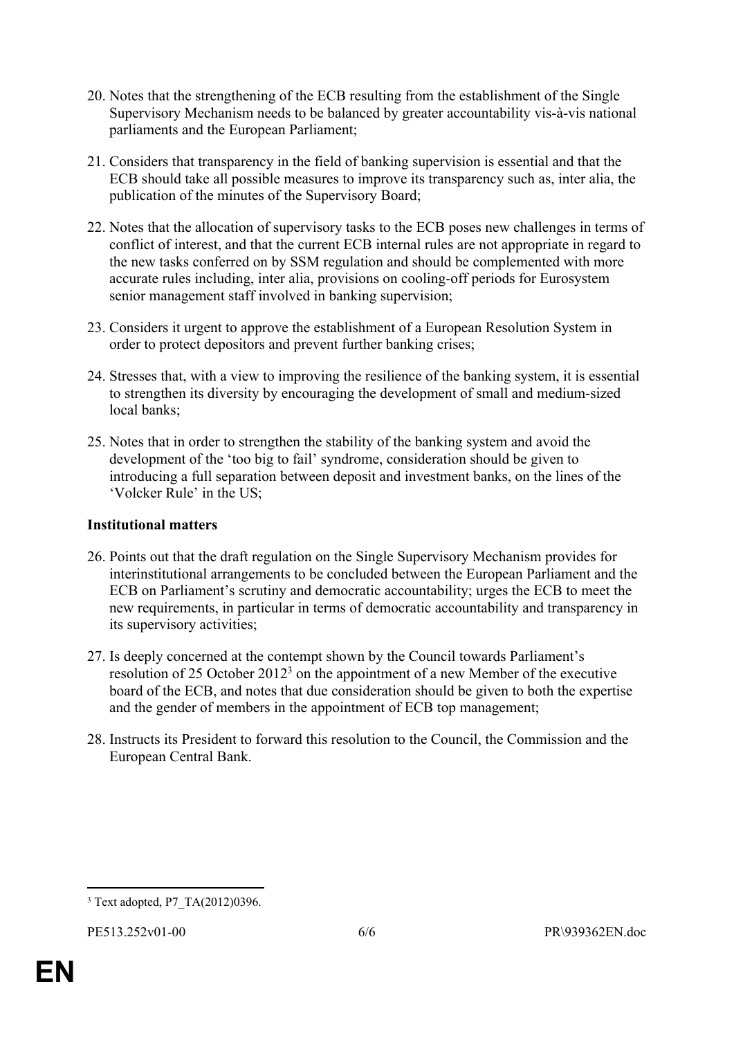20. Notes that the strengthening of the ECB resulting from the establishment of the Single Supervisory Mechanism needs to be balanced by greater accountability vis-à-vis national parliaments and the European Parliament;

21. Considers that transparency in the field of banking supervision is essential and that the ECB should take all possible measures to improve its transparency such as, inter alia, the publication of the minutes of the Supervisory Board;

22. Notes that the allocation of supervisory tasks to the ECB poses new challenges in terms of conflict of interest, and that the current ECB internal rules are not appropriate in regard to the new tasks conferred on by SSM regulation and should be complemented with more accurate rules including, inter alia, provisions on cooling-off periods for Eurosystem senior management staff involved in banking supervision;

23. Considers it urgent to approve the establishment of a European Resolution System in order to protect depositors and prevent further banking crises;

24. Stresses that, with a view to improving the resilience of the banking system, it is essential to strengthen its diversity by encouraging the development of small and medium-sized local banks;

25. Notes that in order to strengthen the stability of the banking system and avoid the development of the 'too big to fail' syndrome, consideration should be given to introducing a full separation between deposit and investment banks, on the lines of the 'Volcker Rule' in the US;

**Institutional matters**

26. Points out that the draft regulation on the Single Supervisory Mechanism provides for interinstitutional arrangements to be concluded between the European Parliament and the ECB on Parliament's scrutiny and democratic accountability; urges the ECB to meet the new requirements, in particular in terms of democratic accountability and transparency in its supervisory activities;

27. Is deeply concerned at the contempt shown by the Council towards Parliament's resolution of 25 October 2012[3] on the appointment of a new Member of the executive board of the ECB, and notes that due consideration should be given to both the expertise and the gender of members in the appointment of ECB top management;

28. Instructs its President to forward this resolution to the Council, the Commission and the European Central Bank.

[3] Text adopted, P7_TA(2012)0396.